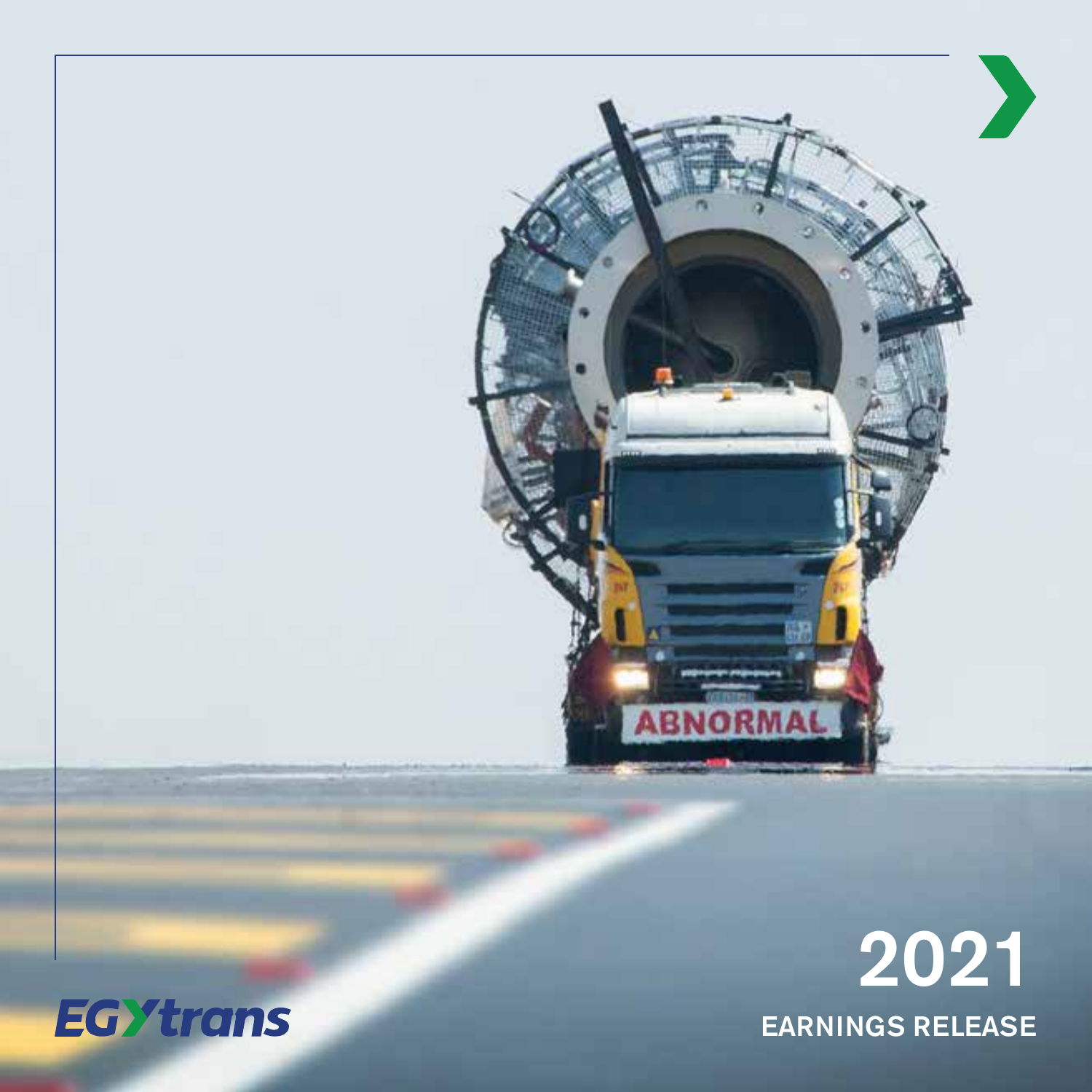EGYtrans

# 2021

## EARNINGS RELEASE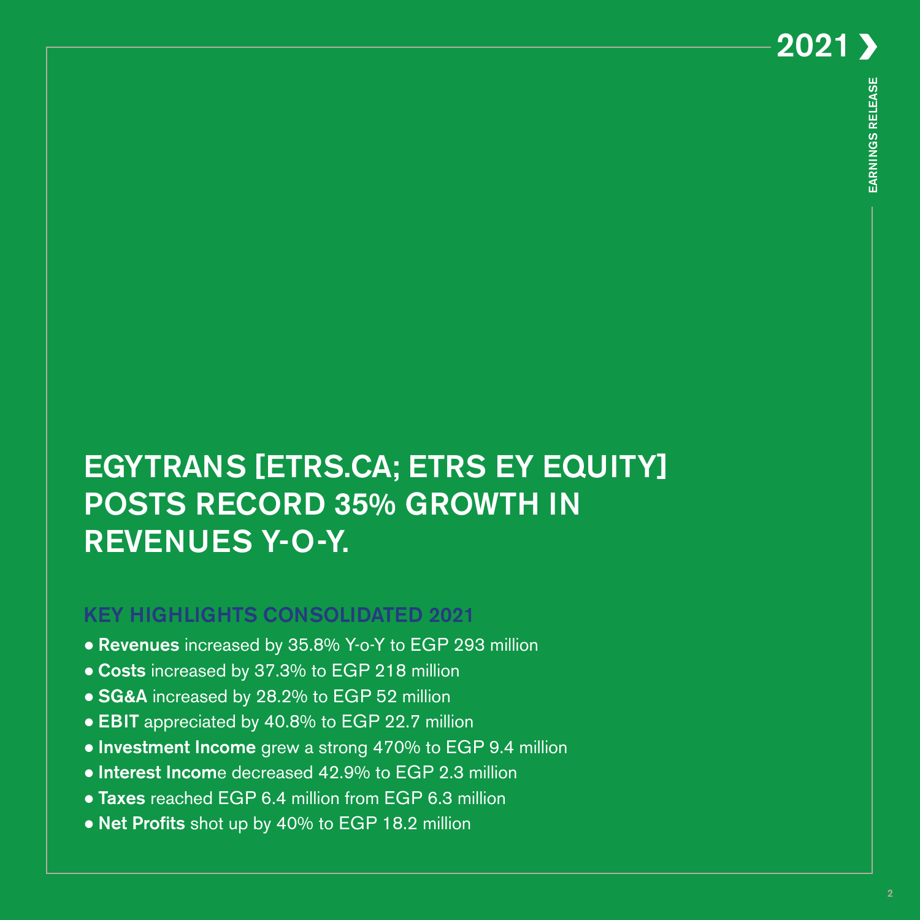# EGYTRANS [ETRS.CA; ETRS EY EQUITY] POSTS RECORD 35% GROWTH IN REVENUES Y-O-Y.

## KEY HIGHLIGHTS CONSOLIDATED 2021

- **Revenues** increased by 35.8% Y-o-Y to EGP 293 million
- **Costs** increased by 37.3% to EGP 218 million
- **SG&A** increased by 28.2% to EGP 52 million
- **EBIT** appreciated by 40.8% to EGP 22.7 million
- **Investment Income** grew a strong 470% to EGP 9.4 million
- **Interest Incom**e decreased 42.9% to EGP 2.3 million
- **Taxes** reached EGP 6.4 million from EGP 6.3 million
- **Net Profits** shot up by 40% to EGP 18.2 million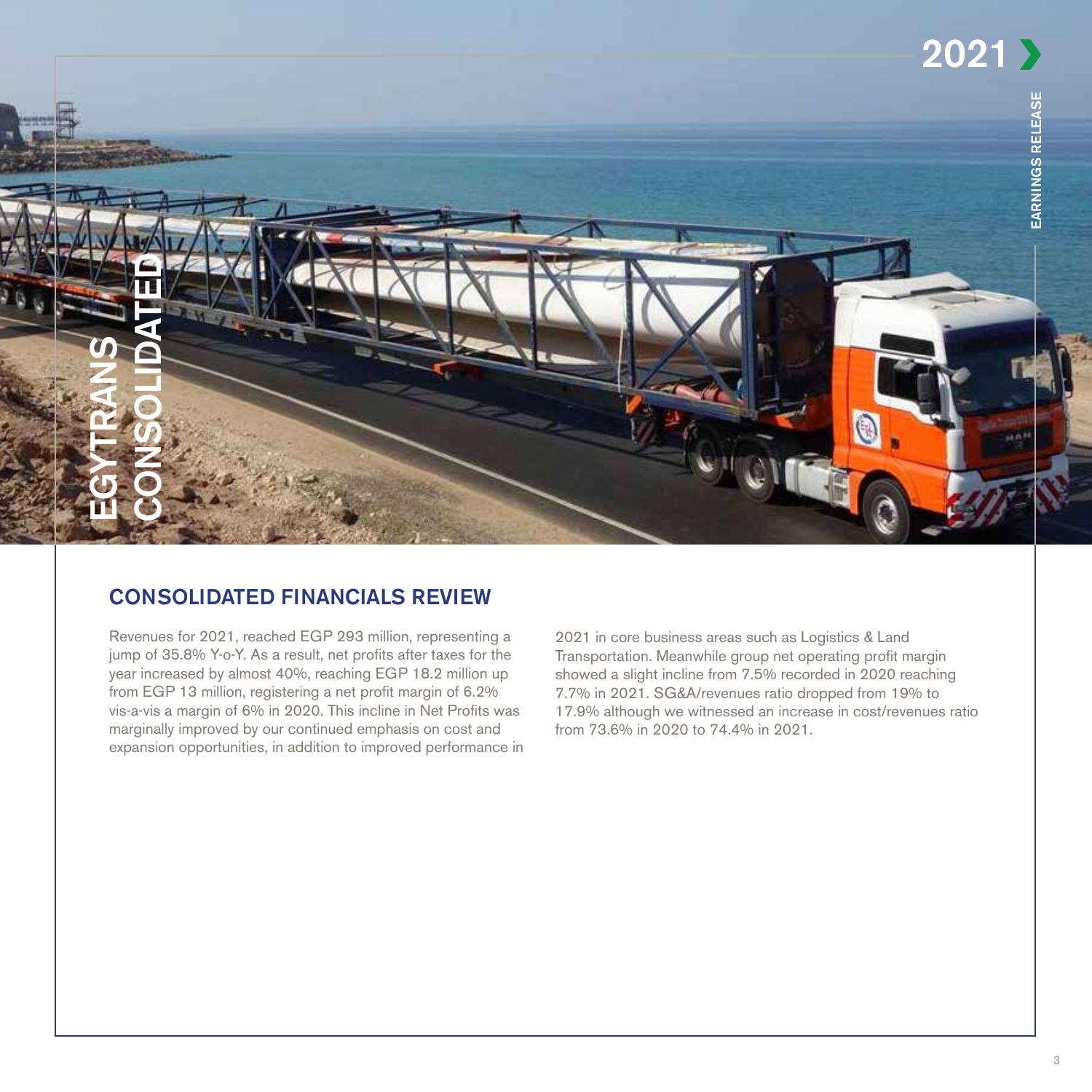EGYTRANS CONSOLIDATED

## CONSOLIDATED FINANCIALS REVIEW

Revenues for 2021, reached EGP 293 million, representing a jump of 35.8% Y-o-Y. As a result, net profits after taxes for the year increased by almost 40%, reaching EGP 18.2 million up from EGP 13 million, registering a net profit margin of 6.2% vis-a-vis a margin of 6% in 2020. This incline in Net Profits was marginally improved by our continued emphasis on cost and expansion opportunities, in addition to improved performance in 2021 in core business areas such as Logistics & Land Transportation. Meanwhile group net operating profit margin showed a slight incline from 7.5% recorded in 2020 reaching 7.7% in 2021. SG&A/revenues ratio dropped from 19% to 17.9% although we witnessed an increase in cost/revenues ratio from 73.6% in 2020 to 74.4% in 2021.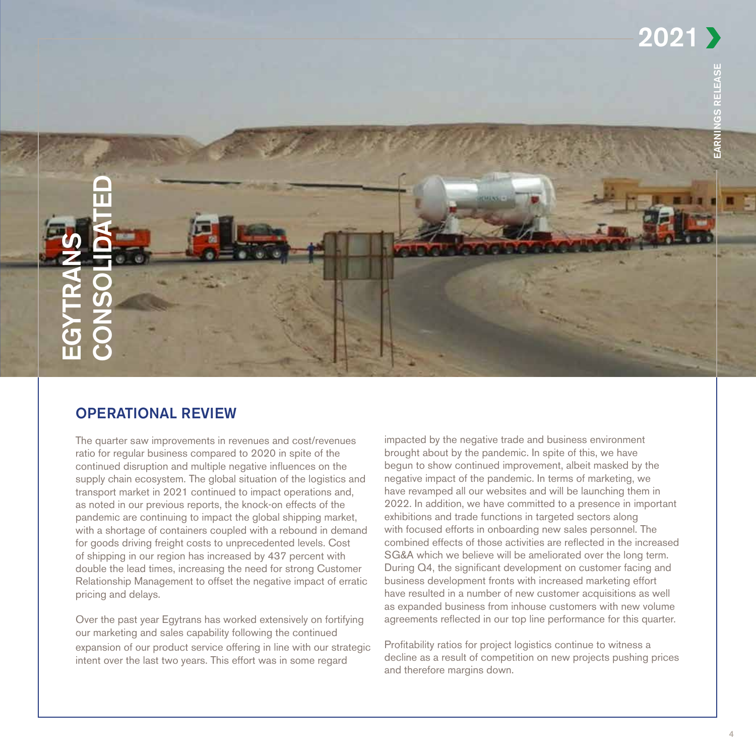## OPERATIONAL REVIEW

The quarter saw improvements in revenues and cost/revenues ratio for regular business compared to 2020 in spite of the continued disruption and multiple negative influences on the supply chain ecosystem. The global situation of the logistics and transport market in 2021 continued to impact operations and, as noted in our previous reports, the knock-on effects of the pandemic are continuing to impact the global shipping market, with a shortage of containers coupled with a rebound in demand for goods driving freight costs to unprecedented levels. Cost of shipping in our region has increased by 437 percent with double the lead times, increasing the need for strong Customer Relationship Management to offset the negative impact of erratic pricing and delays.

Over the past year Egytrans has worked extensively on fortifying our marketing and sales capability following the continued expansion of our product service offering in line with our strategic intent over the last two years. This effort was in some regard impacted by the negative trade and business environment brought about by the pandemic. In spite of this, we have begun to show continued improvement, albeit masked by the negative impact of the pandemic. In terms of marketing, we have revamped all our websites and will be launching them in 2022. In addition, we have committed to a presence in important exhibitions and trade functions in targeted sectors along with focused efforts in onboarding new sales personnel. The combined effects of those activities are reflected in the increased SG&A which we believe will be ameliorated over the long term. During Q4, the significant development on customer facing and business development fronts with increased marketing effort have resulted in a number of new customer acquisitions as well as expanded business from inhouse customers with new volume agreements reflected in our top line performance for this quarter.

Profitability ratios for project logistics continue to witness a decline as a result of competition on new projects pushing prices and therefore margins down.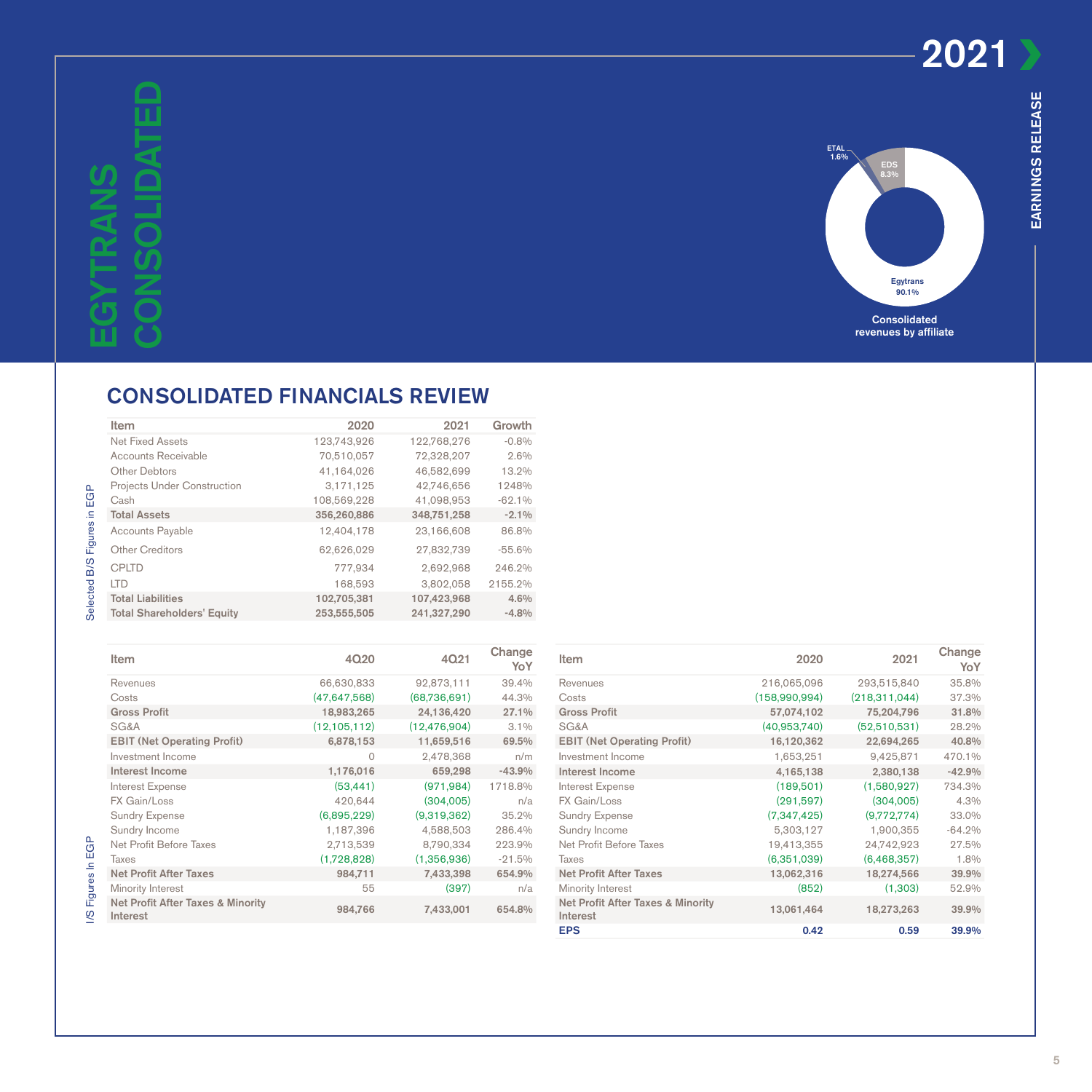# EGYTRANS CONSOLIDATED

ETAL 1.6%
EDS 8.3%
Egytrans 90.1%

Consolidated revenues by affiliate

## CONSOLIDATED FINANCIALS REVIEW

Selected B/S Figures in EGP

| Item | 2020 | 2021 | Growth |
|---|---|---|---|
| Net Fixed Assets | 123,743,926 | 122,768,276 | -0.8% |
| Accounts Receivable | 70,510,057 | 72,328,207 | 2.6% |
| Other Debtors | 41,164,026 | 46,582,699 | 13.2% |
| Projects Under Construction | 3,171,125 | 42,746,656 | 1248% |
| Cash | 108,569,228 | 41,098,953 | -62.1% |
| **Total Assets** | **356,260,886** | **348,751,258** | **-2.1%** |
| Accounts Payable | 12,404,178 | 23,166,608 | 86.8% |
| Other Creditors | 62,626,029 | 27,832,739 | -55.6% |
| CPLTD | 777,934 | 2,692,968 | 246.2% |
| LTD | 168,593 | 3,802,058 | 2155.2% |
| **Total Liabilities** | **102,705,381** | **107,423,968** | **4.6%** |
| **Total Shareholders' Equity** | **253,555,505** | **241,327,290** | **-4.8%** |

I/S Figures In EGP

| Item | 4Q20 | 4Q21 | Change YoY |
|---|---|---|---|
| Revenues | 66,630,833 | 92,873,111 | 39.4% |
| Costs | (47,647,568) | (68,736,691) | 44.3% |
| **Gross Profit** | **18,983,265** | **24,136,420** | **27.1%** |
| SG&A | (12,105,112) | (12,476,904) | 3.1% |
| **EBIT (Net Operating Profit)** | **6,878,153** | **11,659,516** | **69.5%** |
| Investment Income | 0 | 2,478,368 | n/m |
| **Interest Income** | **1,176,016** | **659,298** | **-43.9%** |
| Interest Expense | (53,441) | (971,984) | 1718.8% |
| FX Gain/Loss | 420,644 | (304,005) | n/a |
| Sundry Expense | (6,895,229) | (9,319,362) | 35.2% |
| Sundry Income | 1,187,396 | 4,588,503 | 286.4% |
| Net Profit Before Taxes | 2,713,539 | 8,790,334 | 223.9% |
| Taxes | (1,728,828) | (1,356,936) | -21.5% |
| **Net Profit After Taxes** | **984,711** | **7,433,398** | **654.9%** |
| Minority Interest | 55 | (397) | n/a |
| **Net Profit After Taxes & Minority Interest** | **984,766** | **7,433,001** | **654.8%** |

| Item | 2020 | 2021 | Change YoY |
|---|---|---|---|
| Revenues | 216,065,096 | 293,515,840 | 35.8% |
| Costs | (158,990,994) | (218,311,044) | 37.3% |
| **Gross Profit** | **57,074,102** | **75,204,796** | **31.8%** |
| SG&A | (40,953,740) | (52,510,531) | 28.2% |
| **EBIT (Net Operating Profit)** | **16,120,362** | **22,694,265** | **40.8%** |
| Investment Income | 1,653,251 | 9,425,871 | 470.1% |
| **Interest Income** | **4,165,138** | **2,380,138** | **-42.9%** |
| Interest Expense | (189,501) | (1,580,927) | 734.3% |
| FX Gain/Loss | (291,597) | (304,005) | 4.3% |
| Sundry Expense | (7,347,425) | (9,772,774) | 33.0% |
| Sundry Income | 5,303,127 | 1,900,355 | -64.2% |
| Net Profit Before Taxes | 19,413,355 | 24,742,923 | 27.5% |
| Taxes | (6,351,039) | (6,468,357) | 1.8% |
| **Net Profit After Taxes** | **13,062,316** | **18,274,566** | **39.9%** |
| Minority Interest | (852) | (1,303) | 52.9% |
| **Net Profit After Taxes & Minority Interest** | **13,061,464** | **18,273,263** | **39.9%** |
| **EPS** | **0.42** | **0.59** | **39.9%** |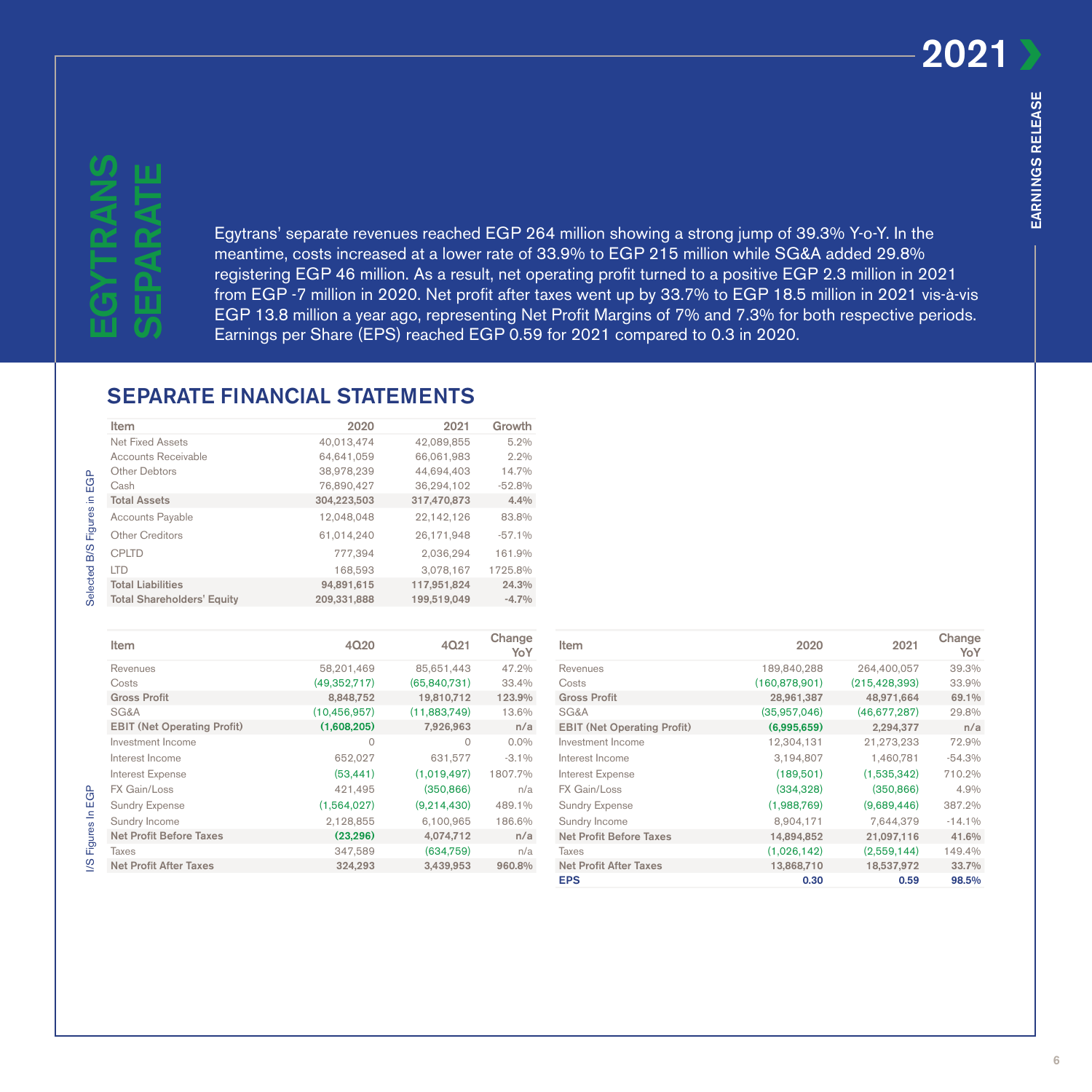# EGYTRANS SEPARATE

Egytrans' separate revenues reached EGP 264 million showing a strong jump of 39.3% Y-o-Y. In the meantime, costs increased at a lower rate of 33.9% to EGP 215 million while SG&A added 29.8% registering EGP 46 million. As a result, net operating profit turned to a positive EGP 2.3 million in 2021 from EGP -7 million in 2020. Net profit after taxes went up by 33.7% to EGP 18.5 million in 2021 vis-à-vis EGP 13.8 million a year ago, representing Net Profit Margins of 7% and 7.3% for both respective periods. Earnings per Share (EPS) reached EGP 0.59 for 2021 compared to 0.3 in 2020.

## SEPARATE FINANCIAL STATEMENTS

Selected B/S Figures in EGP

| Item | 2020 | 2021 | Growth |
|---|---|---|---|
| Net Fixed Assets | 40,013,474 | 42,089,855 | 5.2% |
| Accounts Receivable | 64,641,059 | 66,061,983 | 2.2% |
| Other Debtors | 38,978,239 | 44,694,403 | 14.7% |
| Cash | 76,890,427 | 36,294,102 | -52.8% |
| **Total Assets** | **304,223,503** | **317,470,873** | **4.4%** |
| Accounts Payable | 12,048,048 | 22,142,126 | 83.8% |
| Other Creditors | 61,014,240 | 26,171,948 | -57.1% |
| CPLTD | 777,394 | 2,036,294 | 161.9% |
| LTD | 168,593 | 3,078,167 | 1725.8% |
| **Total Liabilities** | **94,891,615** | **117,951,824** | **24.3%** |
| **Total Shareholders' Equity** | **209,331,888** | **199,519,049** | **-4.7%** |

I/S Figures In EGP

| Item | 4Q20 | 4Q21 | Change YoY |
|---|---|---|---|
| Revenues | 58,201,469 | 85,651,443 | 47.2% |
| Costs | (49,352,717) | (65,840,731) | 33.4% |
| **Gross Profit** | **8,848,752** | **19,810,712** | **123.9%** |
| SG&A | (10,456,957) | (11,883,749) | 13.6% |
| **EBIT (Net Operating Profit)** | **(1,608,205)** | **7,926,963** | **n/a** |
| Investment Income | 0 | 0 | 0.0% |
| Interest Income | 652,027 | 631,577 | -3.1% |
| Interest Expense | (53,441) | (1,019,497) | 1807.7% |
| FX Gain/Loss | 421,495 | (350,866) | n/a |
| Sundry Expense | (1,564,027) | (9,214,430) | 489.1% |
| Sundry Income | 2,128,855 | 6,100,965 | 186.6% |
| **Net Profit Before Taxes** | **(23,296)** | **4,074,712** | **n/a** |
| Taxes | 347,589 | (634,759) | n/a |
| **Net Profit After Taxes** | **324,293** | **3,439,953** | **960.8%** |

| Item | 2020 | 2021 | Change YoY |
|---|---|---|---|
| Revenues | 189,840,288 | 264,400,057 | 39.3% |
| Costs | (160,878,901) | (215,428,393) | 33.9% |
| **Gross Profit** | **28,961,387** | **48,971,664** | **69.1%** |
| SG&A | (35,957,046) | (46,677,287) | 29.8% |
| **EBIT (Net Operating Profit)** | **(6,995,659)** | **2,294,377** | **n/a** |
| Investment Income | 12,304,131 | 21,273,233 | 72.9% |
| Interest Income | 3,194,807 | 1,460,781 | -54.3% |
| Interest Expense | (189,501) | (1,535,342) | 710.2% |
| FX Gain/Loss | (334,328) | (350,866) | 4.9% |
| Sundry Expense | (1,988,769) | (9,689,446) | 387.2% |
| Sundry Income | 8,904,171 | 7,644,379 | -14.1% |
| **Net Profit Before Taxes** | **14,894,852** | **21,097,116** | **41.6%** |
| Taxes | (1,026,142) | (2,559,144) | 149.4% |
| **Net Profit After Taxes** | **13,868,710** | **18,537,972** | **33.7%** |
| **EPS** | **0.30** | **0.59** | **98.5%** |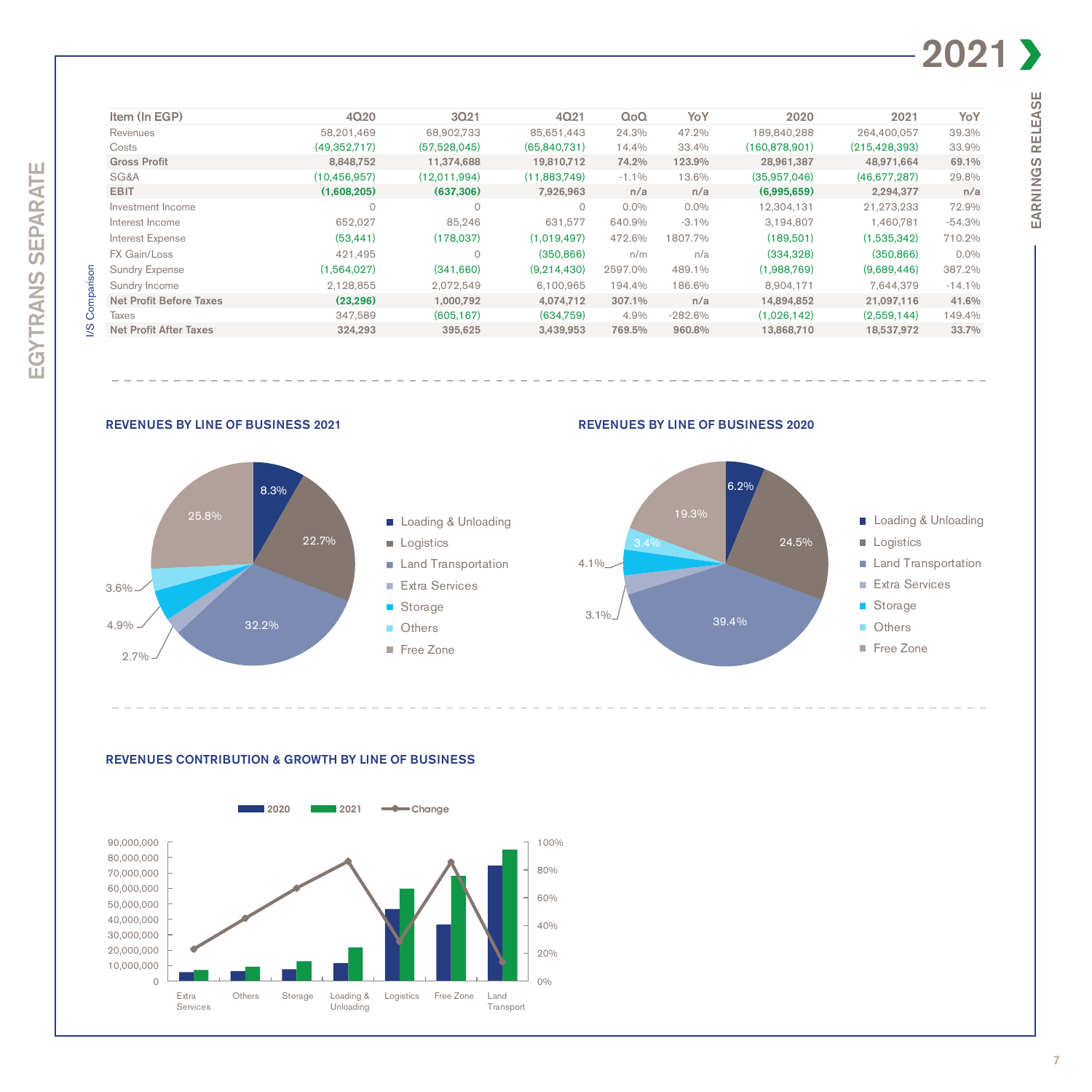## EGYTRANS SEPARATE

### I/S Comparison

| Item (In EGP) | 4Q20 | 3Q21 | 4Q21 | QoQ | YoY | 2020 | 2021 | YoY |
|---|---|---|---|---|---|---|---|---|
| Revenues | 58,201,469 | 68,902,733 | 85,651,443 | 24.3% | 47.2% | 189,840,288 | 264,400,057 | 39.3% |
| Costs | (49,352,717) | (57,528,045) | (65,840,731) | 14.4% | 33.4% | (160,878,901) | (215,428,393) | 33.9% |
| **Gross Profit** | **8,848,752** | **11,374,688** | **19,810,712** | **74.2%** | **123.9%** | **28,961,387** | **48,971,664** | **69.1%** |
| SG&A | (10,456,957) | (12,011,994) | (11,883,749) | -1.1% | 13.6% | (35,957,046) | (46,677,287) | 29.8% |
| **EBIT** | **(1,608,205)** | **(637,306)** | **7,926,963** | **n/a** | **n/a** | **(6,995,659)** | **2,294,377** | **n/a** |
| Investment Income | 0 | 0 | 0 | 0.0% | 0.0% | 12,304,131 | 21,273,233 | 72.9% |
| Interest Income | 652,027 | 85,246 | 631,577 | 640.9% | -3.1% | 3,194,807 | 1,460,781 | -54.3% |
| Interest Expense | (53,441) | (178,037) | (1,019,497) | 472.6% | 1807.7% | (189,501) | (1,535,342) | 710.2% |
| FX Gain/Loss | 421,495 | 0 | (350,866) | n/m | n/a | (334,328) | (350,866) | 0.0% |
| Sundry Expense | (1,564,027) | (341,660) | (9,214,430) | 2597.0% | 489.1% | (1,988,769) | (9,689,446) | 387.2% |
| Sundry Income | 2,128,855 | 2,072,549 | 6,100,965 | 194.4% | 186.6% | 8,904,171 | 7,644,379 | -14.1% |
| **Net Profit Before Taxes** | **(23,296)** | **1,000,792** | **4,074,712** | **307.1%** | **n/a** | **14,894,852** | **21,097,116** | **41.6%** |
| Taxes | 347,589 | (605,167) | (634,759) | 4.9% | -282.6% | (1,026,142) | (2,559,144) | 149.4% |
| **Net Profit After Taxes** | **324,293** | **395,625** | **3,439,953** | **769.5%** | **960.8%** | **13,868,710** | **18,537,972** | **33.7%** |

### REVENUES BY LINE OF BUSINESS 2021

| Line of Business | Share |
|---|---|
| Loading & Unloading | 8.3% |
| Logistics | 22.7% |
| Land Transportation | 32.2% |
| Extra Services | 2.7% |
| Storage | 4.9% |
| Others | 3.6% |
| Free Zone | 25.8% |

### REVENUES BY LINE OF BUSINESS 2020

| Line of Business | Share |
|---|---|
| Loading & Unloading | 6.2% |
| Logistics | 24.5% |
| Land Transportation | 39.4% |
| Extra Services | 3.1% |
| Storage | 4.1% |
| Others | 3.4% |
| Free Zone | 19.3% |

### REVENUES CONTRIBUTION & GROWTH BY LINE OF BUSINESS

Legend: 2020, 2021, Change

Categories: Extra Services, Others, Storage, Loading & Unloading, Logistics, Free Zone, Land Transport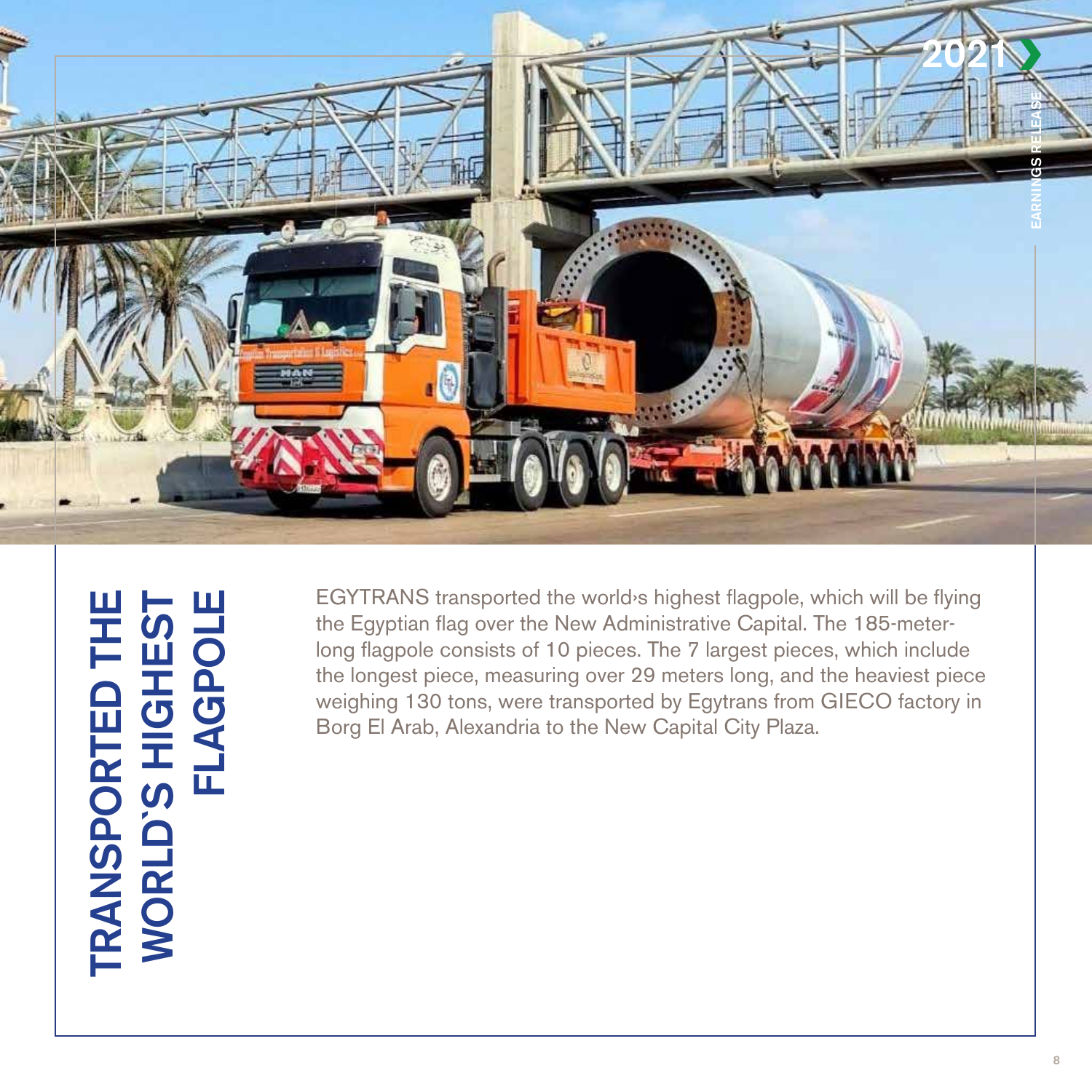# TRANSPORTED THE WORLD'S HIGHEST FLAGPOLE

EGYTRANS transported the world›s highest flagpole, which will be flying the Egyptian flag over the New Administrative Capital. The 185-meter-long flagpole consists of 10 pieces. The 7 largest pieces, which include the longest piece, measuring over 29 meters long, and the heaviest piece weighing 130 tons, were transported by Egytrans from GIECO factory in Borg El Arab, Alexandria to the New Capital City Plaza.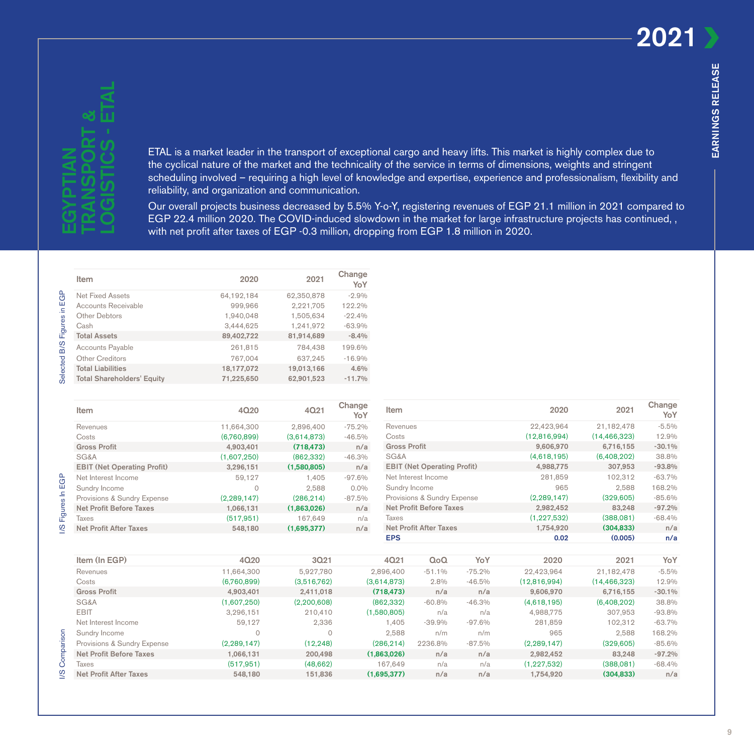# EGYPTIAN TRANSPORT & LOGISTICS - ETAL

ETAL is a market leader in the transport of exceptional cargo and heavy lifts. This market is highly complex due to the cyclical nature of the market and the technicality of the service in terms of dimensions, weights and stringent scheduling involved – requiring a high level of knowledge and expertise, experience and professionalism, flexibility and reliability, and organization and communication.

Our overall projects business decreased by 5.5% Y-o-Y, registering revenues of EGP 21.1 million in 2021 compared to EGP 22.4 million 2020. The COVID-induced slowdown in the market for large infrastructure projects has continued, , with net profit after taxes of EGP -0.3 million, dropping from EGP 1.8 million in 2020.

Selected B/S Figures in EGP

| Item | 2020 | 2021 | Change YoY |
|---|---|---|---|
| Net Fixed Assets | 64,192,184 | 62,350,878 | -2.9% |
| Accounts Receivable | 999,966 | 2,221,705 | 122.2% |
| Other Debtors | 1,940,048 | 1,505,634 | -22.4% |
| Cash | 3,444,625 | 1,241,972 | -63.9% |
| **Total Assets** | **89,402,722** | **81,914,689** | **-8.4%** |
| Accounts Payable | 261,815 | 784,438 | 199.6% |
| Other Creditors | 767,004 | 637,245 | -16.9% |
| **Total Liabilities** | **18,177,072** | **19,013,166** | **4.6%** |
| **Total Shareholders' Equity** | **71,225,650** | **62,901,523** | **-11.7%** |

I/S Figures In EGP

| Item | 4Q20 | 4Q21 | Change YoY |
|---|---|---|---|
| Revenues | 11,664,300 | 2,896,400 | -75.2% |
| Costs | (6,760,899) | (3,614,873) | -46.5% |
| **Gross Profit** | **4,903,401** | **(718,473)** | **n/a** |
| SG&A | (1,607,250) | (862,332) | -46.3% |
| **EBIT (Net Operating Profit)** | **3,296,151** | **(1,580,805)** | **n/a** |
| Net Interest Income | 59,127 | 1,405 | -97.6% |
| Sundry Income | 0 | 2,588 | 0.0% |
| Provisions & Sundry Expense | (2,289,147) | (286,214) | -87.5% |
| **Net Profit Before Taxes** | **1,066,131** | **(1,863,026)** | **n/a** |
| Taxes | (517,951) | 167,649 | n/a |
| **Net Profit After Taxes** | **548,180** | **(1,695,377)** | **n/a** |

| Item | 2020 | 2021 | Change YoY |
|---|---|---|---|
| Revenues | 22,423,964 | 21,182,478 | -5.5% |
| Costs | (12,816,994) | (14,466,323) | 12.9% |
| **Gross Profit** | **9,606,970** | **6,716,155** | **-30.1%** |
| SG&A | (4,618,195) | (6,408,202) | 38.8% |
| **EBIT (Net Operating Profit)** | **4,988,775** | **307,953** | **-93.8%** |
| Net Interest Income | 281,859 | 102,312 | -63.7% |
| Sundry Income | 965 | 2,588 | 168.2% |
| Provisions & Sundry Expense | (2,289,147) | (329,605) | -85.6% |
| **Net Profit Before Taxes** | **2,982,452** | **83,248** | **-97.2%** |
| Taxes | (1,227,532) | (388,081) | -68.4% |
| **Net Profit After Taxes** | **1,754,920** | **(304,833)** | **n/a** |
| **EPS** | **0.02** | **(0.005)** | **n/a** |

I/S Comparison

| Item (In EGP) | 4Q20 | 3Q21 | 4Q21 | QoQ | YoY | 2020 | 2021 | YoY |
|---|---|---|---|---|---|---|---|---|
| Revenues | 11,664,300 | 5,927,780 | 2,896,400 | -51.1% | -75.2% | 22,423,964 | 21,182,478 | -5.5% |
| Costs | (6,760,899) | (3,516,762) | (3,614,873) | 2.8% | -46.5% | (12,816,994) | (14,466,323) | 12.9% |
| **Gross Profit** | **4,903,401** | **2,411,018** | **(718,473)** | **n/a** | **n/a** | **9,606,970** | **6,716,155** | **-30.1%** |
| SG&A | (1,607,250) | (2,200,608) | (862,332) | -60.8% | -46.3% | (4,618,195) | (6,408,202) | 38.8% |
| EBIT | 3,296,151 | 210,410 | (1,580,805) | n/a | n/a | 4,988,775 | 307,953 | -93.8% |
| Net Interest Income | 59,127 | 2,336 | 1,405 | -39.9% | -97.6% | 281,859 | 102,312 | -63.7% |
| Sundry Income | 0 | 0 | 2,588 | n/m | n/m | 965 | 2,588 | 168.2% |
| Provisions & Sundry Expense | (2,289,147) | (12,248) | (286,214) | 2236.8% | -87.5% | (2,289,147) | (329,605) | -85.6% |
| **Net Profit Before Taxes** | **1,066,131** | **200,498** | **(1,863,026)** | **n/a** | **n/a** | **2,982,452** | **83,248** | **-97.2%** |
| Taxes | (517,951) | (48,662) | 167,649 | n/a | n/a | (1,227,532) | (388,081) | -68.4% |
| **Net Profit After Taxes** | **548,180** | **151,836** | **(1,695,377)** | **n/a** | **n/a** | **1,754,920** | **(304,833)** | **n/a** |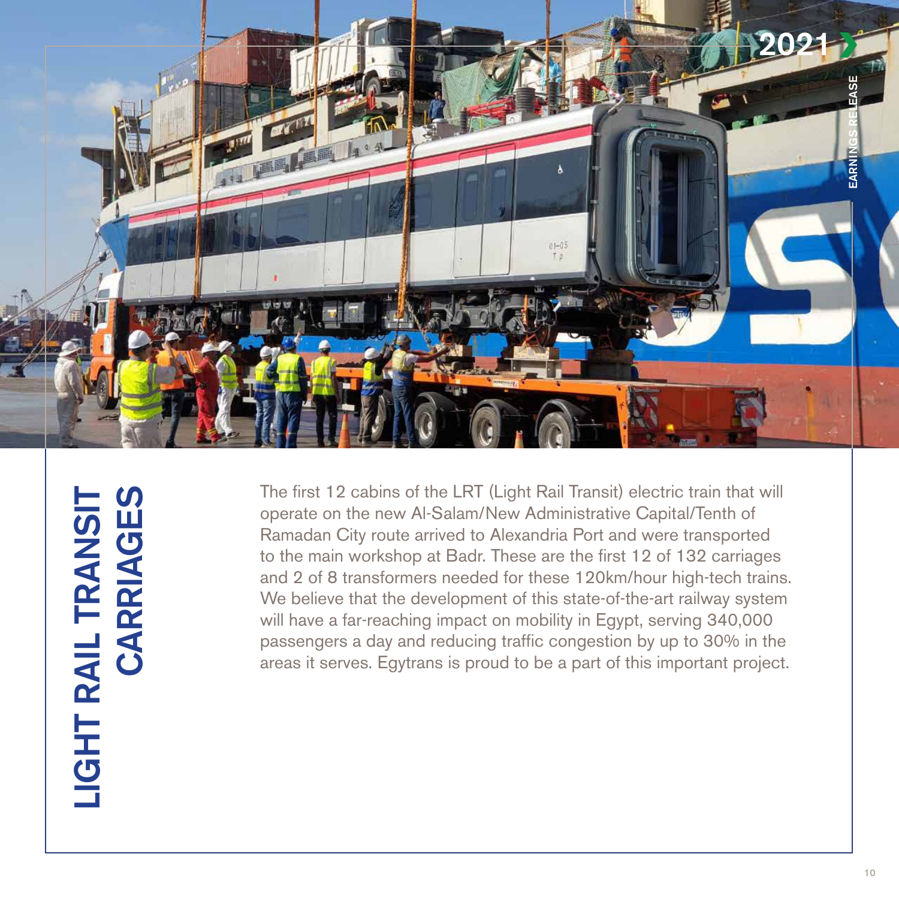# LIGHT RAIL TRANSIT CARRIAGES

The first 12 cabins of the LRT (Light Rail Transit) electric train that will operate on the new Al-Salam/New Administrative Capital/Tenth of Ramadan City route arrived to Alexandria Port and were transported to the main workshop at Badr. These are the first 12 of 132 carriages and 2 of 8 transformers needed for these 120km/hour high-tech trains. We believe that the development of this state-of-the-art railway system will have a far-reaching impact on mobility in Egypt, serving 340,000 passengers a day and reducing traffic congestion by up to 30% in the areas it serves. Egytrans is proud to be a part of this important project.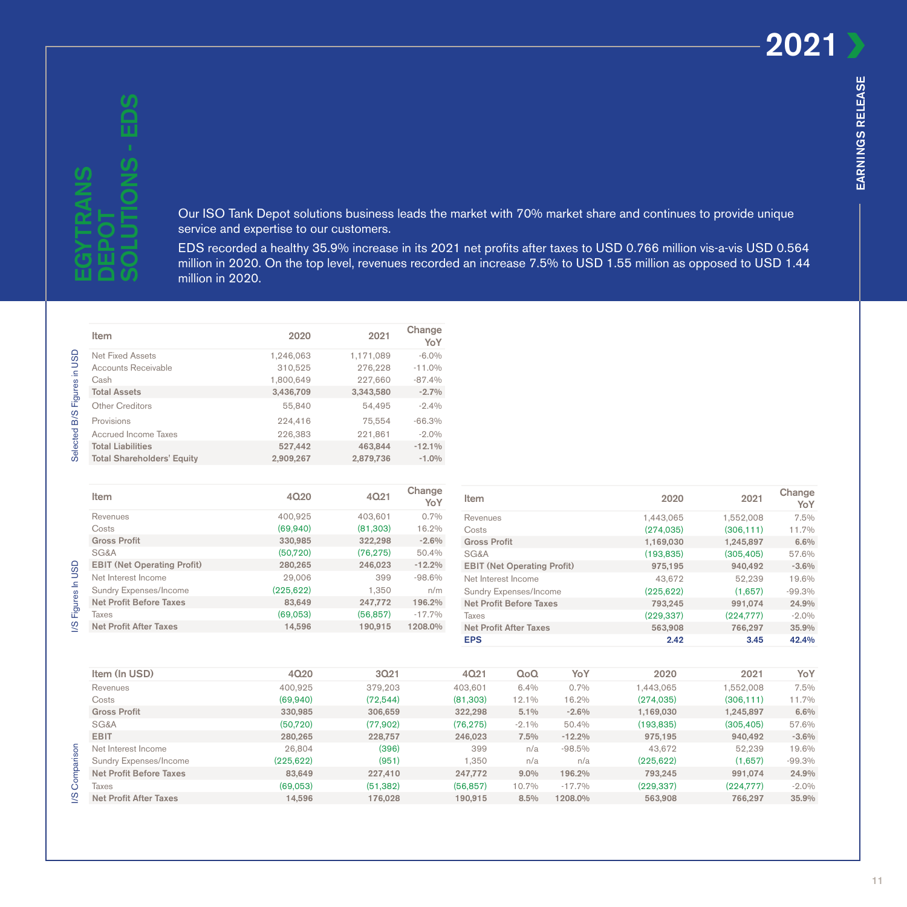# EGYTRANS DEPOT SOLUTIONS - EDS

Our ISO Tank Depot solutions business leads the market with 70% market share and continues to provide unique service and expertise to our customers.

EDS recorded a healthy 35.9% increase in its 2021 net profits after taxes to USD 0.766 million vis-a-vis USD 0.564 million in 2020. On the top level, revenues recorded an increase 7.5% to USD 1.55 million as opposed to USD 1.44 million in 2020.

**Selected B/S Figures in USD**

| Item | 2020 | 2021 | Change YoY |
|---|---|---|---|
| Net Fixed Assets | 1,246,063 | 1,171,089 | -6.0% |
| Accounts Receivable | 310,525 | 276,228 | -11.0% |
| Cash | 1,800,649 | 227,660 | -87.4% |
| **Total Assets** | **3,436,709** | **3,343,580** | **-2.7%** |
| Other Creditors | 55,840 | 54,495 | -2.4% |
| Provisions | 224,416 | 75,554 | -66.3% |
| Accrued Income Taxes | 226,383 | 221,861 | -2.0% |
| **Total Liabilities** | **527,442** | **463,844** | **-12.1%** |
| **Total Shareholders' Equity** | **2,909,267** | **2,879,736** | **-1.0%** |

**I/S Figures In USD**

| Item | 4Q20 | 4Q21 | Change YoY |
|---|---|---|---|
| Revenues | 400,925 | 403,601 | 0.7% |
| Costs | (69,940) | (81,303) | 16.2% |
| **Gross Profit** | **330,985** | **322,298** | **-2.6%** |
| SG&A | (50,720) | (76,275) | 50.4% |
| **EBIT (Net Operating Profit)** | **280,265** | **246,023** | **-12.2%** |
| Net Interest Income | 29,006 | 399 | -98.6% |
| Sundry Expenses/Income | (225,622) | 1,350 | n/m |
| **Net Profit Before Taxes** | **83,649** | **247,772** | **196.2%** |
| Taxes | (69,053) | (56,857) | -17.7% |
| **Net Profit After Taxes** | **14,596** | **190,915** | **1208.0%** |

| Item | 2020 | 2021 | Change YoY |
|---|---|---|---|
| Revenues | 1,443,065 | 1,552,008 | 7.5% |
| Costs | (274,035) | (306,111) | 11.7% |
| **Gross Profit** | **1,169,030** | **1,245,897** | **6.6%** |
| SG&A | (193,835) | (305,405) | 57.6% |
| **EBIT (Net Operating Profit)** | **975,195** | **940,492** | **-3.6%** |
| Net Interest Income | 43,672 | 52,239 | 19.6% |
| Sundry Expenses/Income | (225,622) | (1,657) | -99.3% |
| **Net Profit Before Taxes** | **793,245** | **991,074** | **24.9%** |
| Taxes | (229,337) | (224,777) | -2.0% |
| **Net Profit After Taxes** | **563,908** | **766,297** | **35.9%** |
| **EPS** | **2.42** | **3.45** | **42.4%** |

**I/S Comparison**

| Item (In USD) | 4Q20 | 3Q21 | 4Q21 | QoQ | YoY | 2020 | 2021 | YoY |
|---|---|---|---|---|---|---|---|---|
| Revenues | 400,925 | 379,203 | 403,601 | 6.4% | 0.7% | 1,443,065 | 1,552,008 | 7.5% |
| Costs | (69,940) | (72,544) | (81,303) | 12.1% | 16.2% | (274,035) | (306,111) | 11.7% |
| **Gross Profit** | **330,985** | **306,659** | **322,298** | **5.1%** | **-2.6%** | **1,169,030** | **1,245,897** | **6.6%** |
| SG&A | (50,720) | (77,902) | (76,275) | -2.1% | 50.4% | (193,835) | (305,405) | 57.6% |
| **EBIT** | **280,265** | **228,757** | **246,023** | **7.5%** | **-12.2%** | **975,195** | **940,492** | **-3.6%** |
| Net Interest Income | 26,804 | (396) | 399 | n/a | -98.5% | 43,672 | 52,239 | 19.6% |
| Sundry Expenses/Income | (225,622) | (951) | 1,350 | n/a | n/a | (225,622) | (1,657) | -99.3% |
| **Net Profit Before Taxes** | **83,649** | **227,410** | **247,772** | **9.0%** | **196.2%** | **793,245** | **991,074** | **24.9%** |
| Taxes | (69,053) | (51,382) | (56,857) | 10.7% | -17.7% | (229,337) | (224,777) | -2.0% |
| **Net Profit After Taxes** | **14,596** | **176,028** | **190,915** | **8.5%** | **1208.0%** | **563,908** | **766,297** | **35.9%** |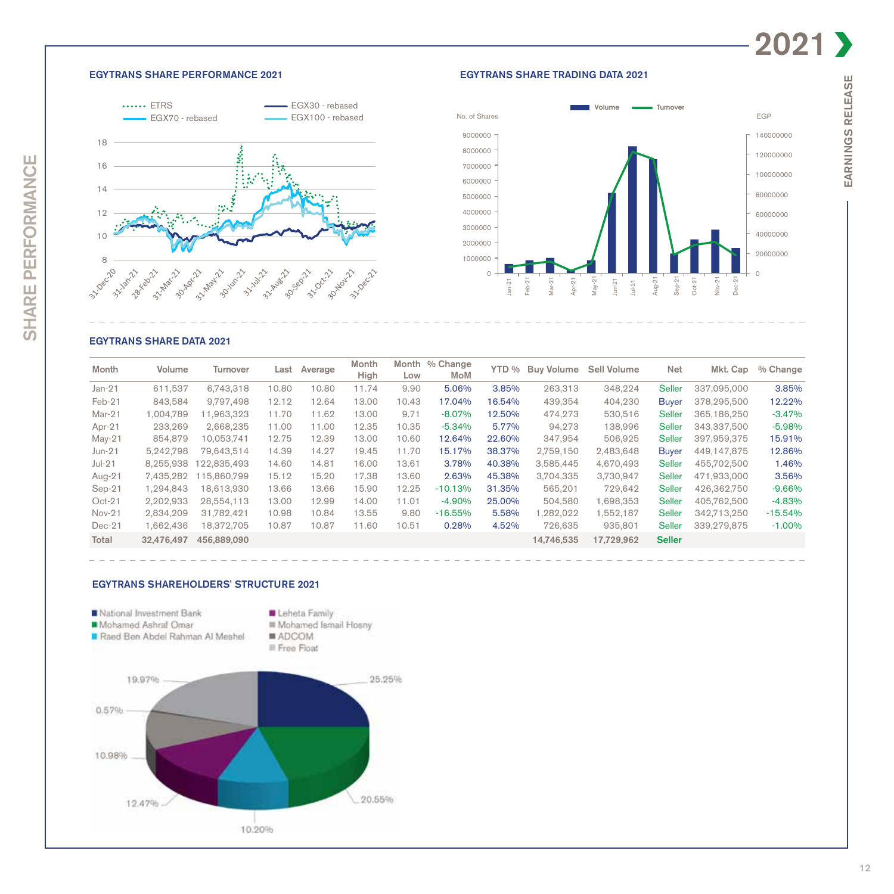# SHARE PERFORMANCE

## EGYTRANS SHARE PERFORMANCE 2021

ETRS | EGX30 - rebased | EGX70 - rebased | EGX100 - rebased

## EGYTRANS SHARE TRADING DATA 2021

Volume | Turnover

## EGYTRANS SHARE DATA 2021

| Month | Volume | Turnover | Last | Average | Month High | Month Low | % Change MoM | YTD % | Buy Volume | Sell Volume | Net | Mkt. Cap | % Change |
|---|---|---|---|---|---|---|---|---|---|---|---|---|---|
| Jan-21 | 611,537 | 6,743,318 | 10.80 | 10.80 | 11.74 | 9.90 | 5.06% | 3.85% | 263,313 | 348,224 | Seller | 337,095,000 | 3.85% |
| Feb-21 | 843,584 | 9,797,498 | 12.12 | 12.64 | 13.00 | 10.43 | 17.04% | 16.54% | 439,354 | 404,230 | Buyer | 378,295,500 | 12.22% |
| Mar-21 | 1,004,789 | 11,963,323 | 11.70 | 11.62 | 13.00 | 9.71 | -8.07% | 12.50% | 474,273 | 530,516 | Seller | 365,186,250 | -3.47% |
| Apr-21 | 233,269 | 2,668,235 | 11.00 | 11.00 | 12.35 | 10.35 | -5.34% | 5.77% | 94,273 | 138,996 | Seller | 343,337,500 | -5.98% |
| May-21 | 854,879 | 10,053,741 | 12.75 | 12.39 | 13.00 | 10.60 | 12.64% | 22.60% | 347,954 | 506,925 | Seller | 397,959,375 | 15.91% |
| Jun-21 | 5,242,798 | 79,643,514 | 14.39 | 14.27 | 19.45 | 11.70 | 15.17% | 38.37% | 2,759,150 | 2,483,648 | Buyer | 449,147,875 | 12.86% |
| Jul-21 | 8,255,938 | 122,835,493 | 14.60 | 14.81 | 16.00 | 13.61 | 3.78% | 40.38% | 3,585,445 | 4,670,493 | Seller | 455,702,500 | 1.46% |
| Aug-21 | 7,435,282 | 115,860,799 | 15.12 | 15.20 | 17.38 | 13.60 | 2.63% | 45.38% | 3,704,335 | 3,730,947 | Seller | 471,933,000 | 3.56% |
| Sep-21 | 1,294,843 | 18,613,930 | 13.66 | 13.66 | 15.90 | 12.25 | -10.13% | 31.35% | 565,201 | 729,642 | Seller | 426,362,750 | -9.66% |
| Oct-21 | 2,202,933 | 28,554,113 | 13.00 | 12.99 | 14.00 | 11.01 | -4.90% | 25.00% | 504,580 | 1,698,353 | Seller | 405,762,500 | -4.83% |
| Nov-21 | 2,834,209 | 31,782,421 | 10.98 | 10.84 | 13.55 | 9.80 | -16.55% | 5.58% | 1,282,022 | 1,552,187 | Seller | 342,713,250 | -15.54% |
| Dec-21 | 1,662,436 | 18,372,705 | 10.87 | 10.87 | 11.60 | 10.51 | 0.28% | 4.52% | 726,635 | 935,801 | Seller | 339,279,875 | -1.00% |
| **Total** | **32,476,497** | **456,889,090** | | | | | | | **14,746,535** | **17,729,962** | **Seller** | | |

## EGYTRANS SHAREHOLDERS' STRUCTURE 2021

| Shareholder | % |
|---|---|
| National Investment Bank | 25.25% |
| Mohamed Ashraf Omar | 20.55% |
| Raed Ben Abdel Rahman Al Meshel | 10.20% |
| Leheta Family | 12.47% |
| Mohamed Ismail Hosny | 10.98% |
| ADCOM | 0.57% |
| Free Float | 19.97% |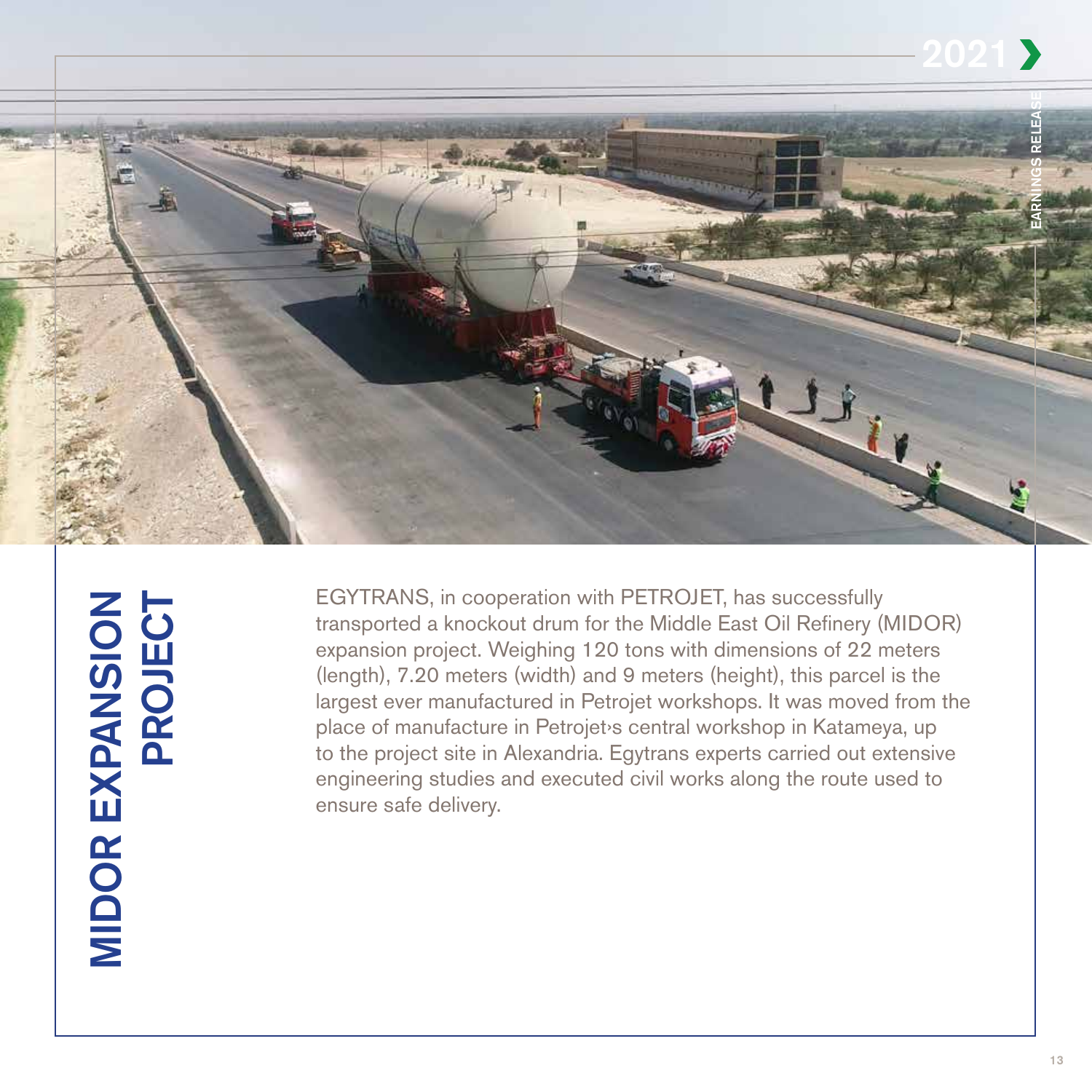# MIDOR EXPANSION PROJECT

EGYTRANS, in cooperation with PETROJET, has successfully transported a knockout drum for the Middle East Oil Refinery (MIDOR) expansion project. Weighing 120 tons with dimensions of 22 meters (length), 7.20 meters (width) and 9 meters (height), this parcel is the largest ever manufactured in Petrojet workshops. It was moved from the place of manufacture in Petrojet›s central workshop in Katameya, up to the project site in Alexandria. Egytrans experts carried out extensive engineering studies and executed civil works along the route used to ensure safe delivery.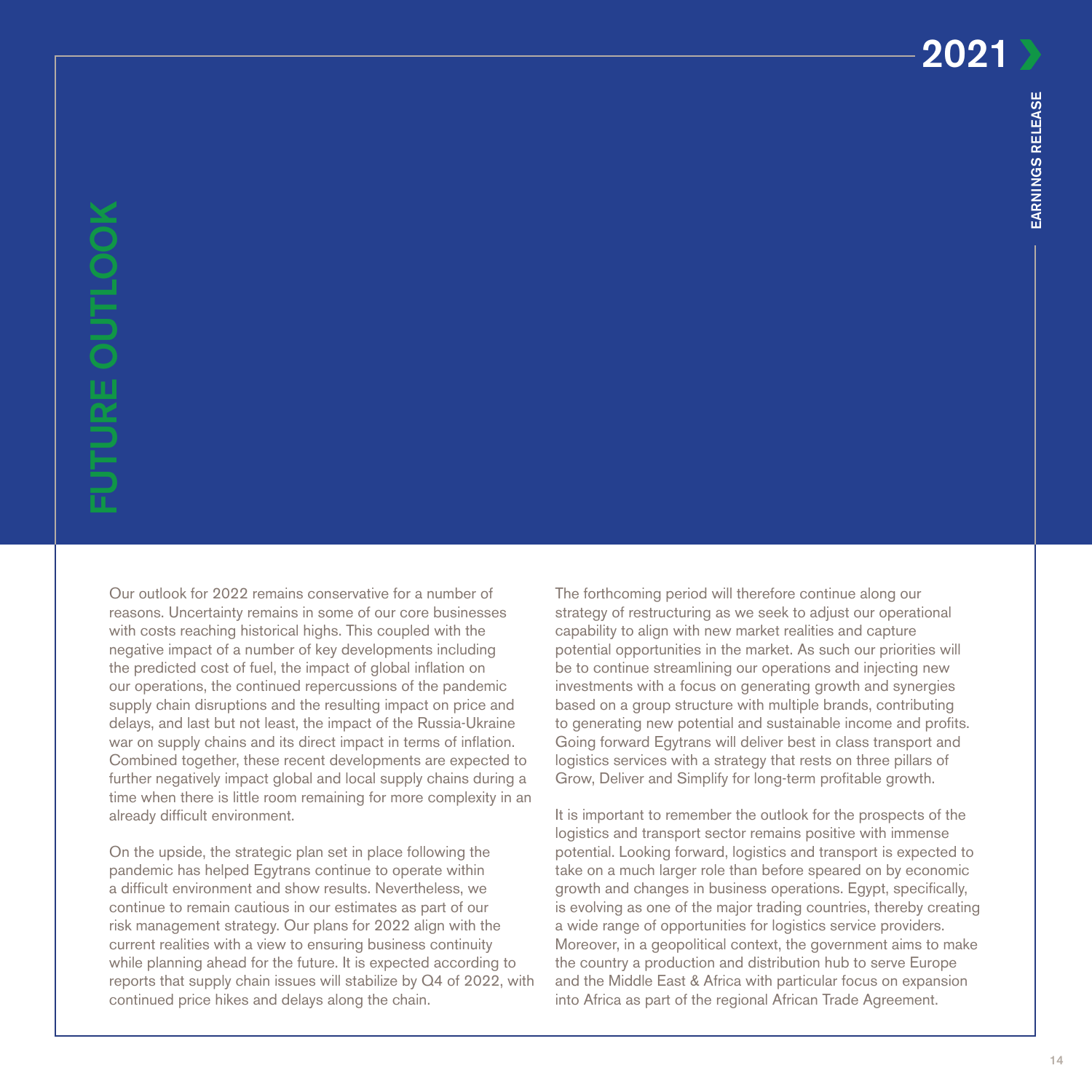# FUTURE OUTLOOK

Our outlook for 2022 remains conservative for a number of reasons. Uncertainty remains in some of our core businesses with costs reaching historical highs. This coupled with the negative impact of a number of key developments including the predicted cost of fuel, the impact of global inflation on our operations, the continued repercussions of the pandemic supply chain disruptions and the resulting impact on price and delays, and last but not least, the impact of the Russia-Ukraine war on supply chains and its direct impact in terms of inflation. Combined together, these recent developments are expected to further negatively impact global and local supply chains during a time when there is little room remaining for more complexity in an already difficult environment.

On the upside, the strategic plan set in place following the pandemic has helped Egytrans continue to operate within a difficult environment and show results. Nevertheless, we continue to remain cautious in our estimates as part of our risk management strategy. Our plans for 2022 align with the current realities with a view to ensuring business continuity while planning ahead for the future. It is expected according to reports that supply chain issues will stabilize by Q4 of 2022, with continued price hikes and delays along the chain.

The forthcoming period will therefore continue along our strategy of restructuring as we seek to adjust our operational capability to align with new market realities and capture potential opportunities in the market. As such our priorities will be to continue streamlining our operations and injecting new investments with a focus on generating growth and synergies based on a group structure with multiple brands, contributing to generating new potential and sustainable income and profits. Going forward Egytrans will deliver best in class transport and logistics services with a strategy that rests on three pillars of Grow, Deliver and Simplify for long-term profitable growth.

It is important to remember the outlook for the prospects of the logistics and transport sector remains positive with immense potential. Looking forward, logistics and transport is expected to take on a much larger role than before speared on by economic growth and changes in business operations. Egypt, specifically, is evolving as one of the major trading countries, thereby creating a wide range of opportunities for logistics service providers. Moreover, in a geopolitical context, the government aims to make the country a production and distribution hub to serve Europe and the Middle East & Africa with particular focus on expansion into Africa as part of the regional African Trade Agreement.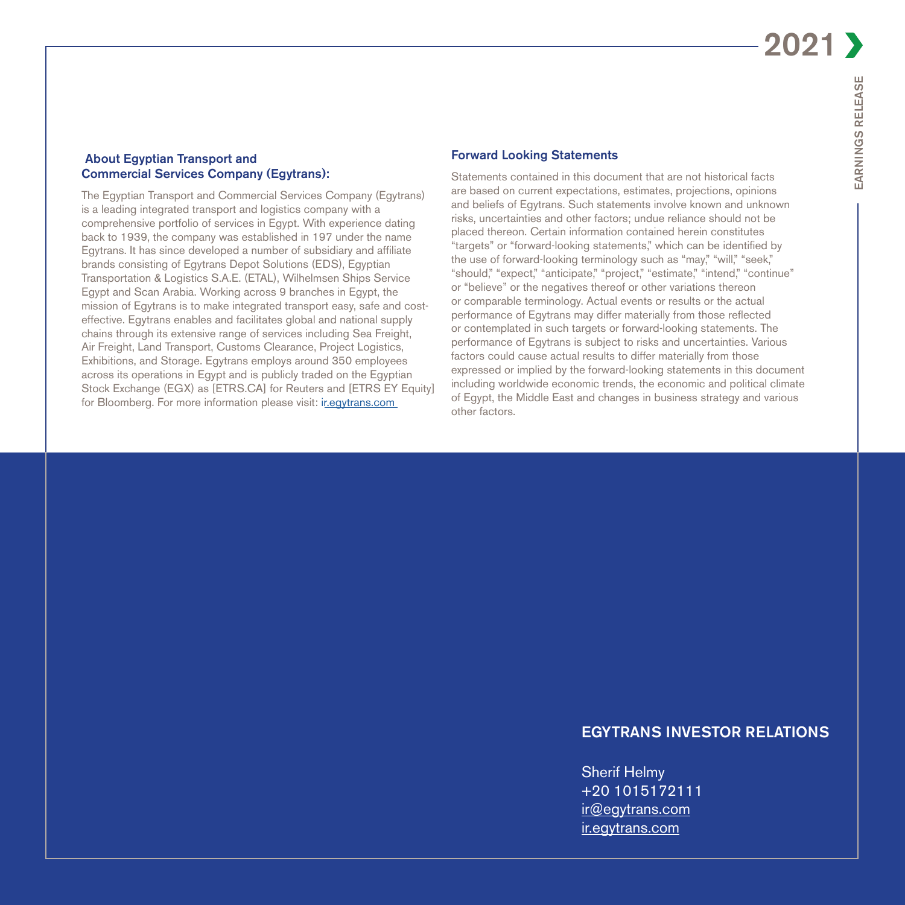## About Egyptian Transport and Commercial Services Company (Egytrans):

The Egyptian Transport and Commercial Services Company (Egytrans) is a leading integrated transport and logistics company with a comprehensive portfolio of services in Egypt. With experience dating back to 1939, the company was established in 197 under the name Egytrans. It has since developed a number of subsidiary and affiliate brands consisting of Egytrans Depot Solutions (EDS), Egyptian Transportation & Logistics S.A.E. (ETAL), Wilhelmsen Ships Service Egypt and Scan Arabia. Working across 9 branches in Egypt, the mission of Egytrans is to make integrated transport easy, safe and cost-effective. Egytrans enables and facilitates global and national supply chains through its extensive range of services including Sea Freight, Air Freight, Land Transport, Customs Clearance, Project Logistics, Exhibitions, and Storage. Egytrans employs around 350 employees across its operations in Egypt and is publicly traded on the Egyptian Stock Exchange (EGX) as [ETRS.CA] for Reuters and [ETRS EY Equity] for Bloomberg. For more information please visit: ir.egytrans.com

## Forward Looking Statements

Statements contained in this document that are not historical facts are based on current expectations, estimates, projections, opinions and beliefs of Egytrans. Such statements involve known and unknown risks, uncertainties and other factors; undue reliance should not be placed thereon. Certain information contained herein constitutes "targets" or "forward-looking statements," which can be identified by the use of forward-looking terminology such as "may," "will," "seek," "should," "expect," "anticipate," "project," "estimate," "intend," "continue" or "believe" or the negatives thereof or other variations thereon or comparable terminology. Actual events or results or the actual performance of Egytrans may differ materially from those reflected or contemplated in such targets or forward-looking statements. The performance of Egytrans is subject to risks and uncertainties. Various factors could cause actual results to differ materially from those expressed or implied by the forward-looking statements in this document including worldwide economic trends, the economic and political climate of Egypt, the Middle East and changes in business strategy and various other factors.

## EGYTRANS INVESTOR RELATIONS

Sherif Helmy
+20 1015172111
ir@egytrans.com
ir.egytrans.com